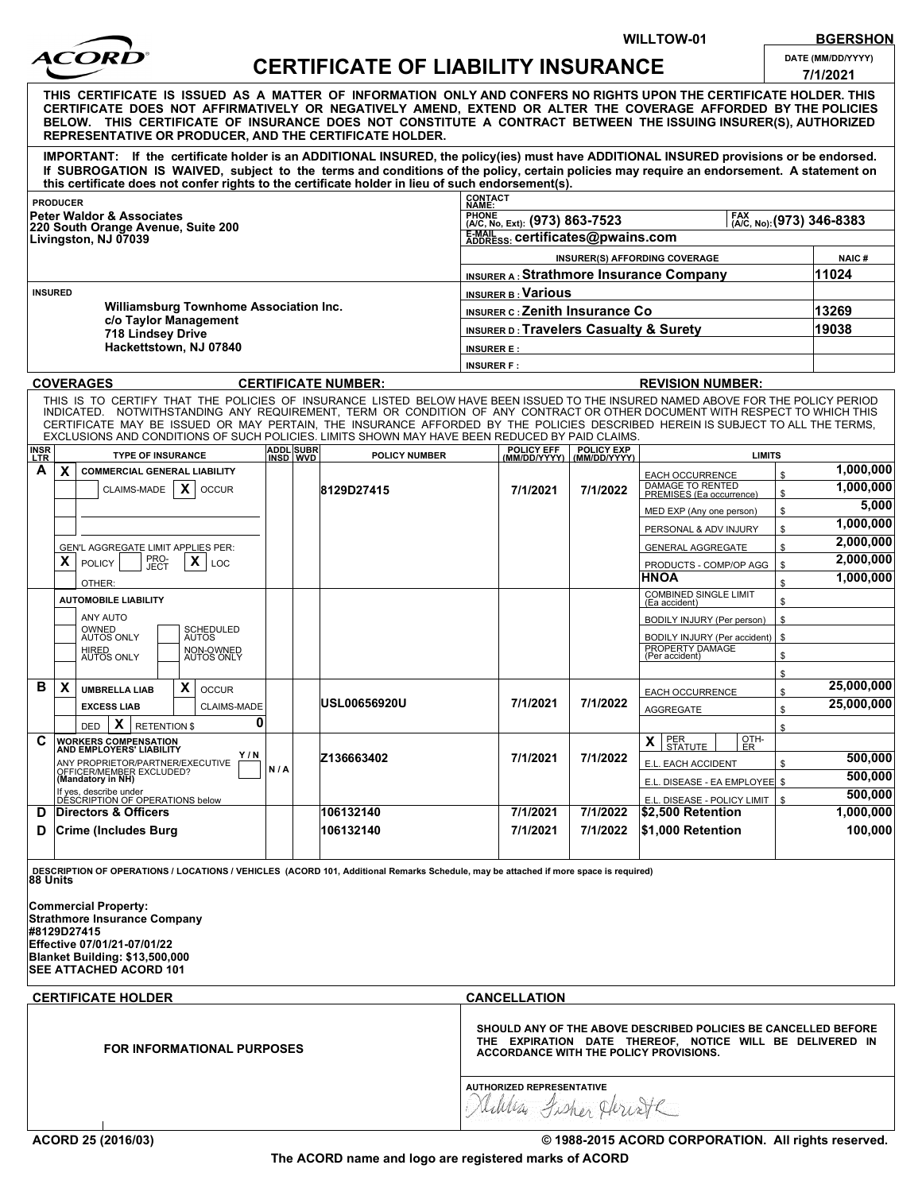WILLTOW-01 BGERSHON

# CERTIFICATE OF LIABILITY INSURANCE

DATE (MM/DD/YYYY) 7/1/2021

**THIS CERTIFICATE IS ISSUED AS A MATTER OF INFORMATION ONLY AND CONFERS NO RIGHTS UPON THE CERTIFICATE HOLDER. THIS CERTIFICATE DOES NOT AFFIRMATIVELY OR NEGATIVELY AMEND, EXTEND OR ALTER THE COVERAGE AFFORDED BY THE POLICIES BELOW. THIS CERTIFICATE OF INSURANCE DOES NOT CONSTITUTE A CONTRACT BETWEEN THE ISSUING INSURER(S), AUTHORIZED REPRESENTATIVE OR PRODUCER, AND THE CERTIFICATE HOLDER.**

**IMPORTANT: If the certificate holder is an ADDITIONAL INSURED, the policy(ies) must have ADDITIONAL INSURED provisions or be endorsed. If SUBROGATION IS WAIVED, subject to the terms and conditions of the policy, certain policies may require an endorsement. A statement on this certificate does not confer rights to the certificate holder in lieu of such endorsement(s).**

| | |
|---|---|
| **PRODUCER**<br>Peter Waldor & Associates<br>220 South Orange Avenue, Suite 200<br>Livingston, NJ 07039 | CONTACT NAME:<br>PHONE (A/C, No, Ext): (973) 863-7523 FAX (A/C, No): (973) 346-8383<br>E-MAIL ADDRESS: certificates@pwains.com |

| INSURER(S) AFFORDING COVERAGE | NAIC # |
|---|---|
| INSURER A : Strathmore Insurance Company | 11024 |
| INSURER B : Various | |
| INSURER C : Zenith Insurance Co | 13269 |
| INSURER D : Travelers Casualty & Surety | 19038 |
| INSURER E : | |
| INSURER F : | |

**INSURED**
Williamsburg Townhome Association Inc.
c/o Taylor Management
718 Lindsey Drive
Hackettstown, NJ 07840

**COVERAGES** CERTIFICATE NUMBER: REVISION NUMBER:

THIS IS TO CERTIFY THAT THE POLICIES OF INSURANCE LISTED BELOW HAVE BEEN ISSUED TO THE INSURED NAMED ABOVE FOR THE POLICY PERIOD INDICATED. NOTWITHSTANDING ANY REQUIREMENT, TERM OR CONDITION OF ANY CONTRACT OR OTHER DOCUMENT WITH RESPECT TO WHICH THIS CERTIFICATE MAY BE ISSUED OR MAY PERTAIN, THE INSURANCE AFFORDED BY THE POLICIES DESCRIBED HEREIN IS SUBJECT TO ALL THE TERMS, EXCLUSIONS AND CONDITIONS OF SUCH POLICIES. LIMITS SHOWN MAY HAVE BEEN REDUCED BY PAID CLAIMS.

| INSR LTR | TYPE OF INSURANCE | ADDL INSD | SUBR WVD | POLICY NUMBER | POLICY EFF (MM/DD/YYYY) | POLICY EXP (MM/DD/YYYY) | LIMITS | |
|---|---|---|---|---|---|---|---|---|
| A | X COMMERCIAL GENERAL LIABILITY | | | 8129D27415 | 7/1/2021 | 7/1/2022 | EACH OCCURRENCE | $ 1,000,000 |
| | CLAIMS-MADE X OCCUR | | | | | | DAMAGE TO RENTED PREMISES (Ea occurrence) | $ 1,000,000 |
| | | | | | | | MED EXP (Any one person) | $ 5,000 |
| | | | | | | | PERSONAL & ADV INJURY | $ 1,000,000 |
| | GEN'L AGGREGATE LIMIT APPLIES PER: | | | | | | GENERAL AGGREGATE | $ 2,000,000 |
| | X POLICY PRO-JECT X LOC | | | | | | PRODUCTS - COMP/OP AGG | $ 2,000,000 |
| | OTHER: | | | | | | HNOA | $ 1,000,000 |
| | AUTOMOBILE LIABILITY | | | | | | COMBINED SINGLE LIMIT (Ea accident) | $ |
| | ANY AUTO | | | | | | BODILY INJURY (Per person) | $ |
| | OWNED AUTOS ONLY SCHEDULED AUTOS | | | | | | BODILY INJURY (Per accident) | $ |
| | HIRED AUTOS ONLY NON-OWNED AUTOS ONLY | | | | | | PROPERTY DAMAGE (Per accident) | $ |
| | | | | | | | | $ |
| B | X UMBRELLA LIAB X OCCUR | | | USL00656920U | 7/1/2021 | 7/1/2022 | EACH OCCURRENCE | $ 25,000,000 |
| | EXCESS LIAB CLAIMS-MADE | | | | | | AGGREGATE | $ 25,000,000 |
| | DED X RETENTION $ 0 | | | | | | | $ |
| C | WORKERS COMPENSATION AND EMPLOYERS' LIABILITY Y/N<br>ANY PROPRIETOR/PARTNER/EXECUTIVE OFFICER/MEMBER EXCLUDED? (Mandatory in NH)<br>If yes, describe under DESCRIPTION OF OPERATIONS below | N/A | | Z136663402 | 7/1/2021 | 7/1/2022 | X PER STATUTE OTH-ER | |
| | | | | | | | E.L. EACH ACCIDENT | $ 500,000 |
| | | | | | | | E.L. DISEASE - EA EMPLOYEE | $ 500,000 |
| | | | | | | | E.L. DISEASE - POLICY LIMIT | $ 500,000 |
| D | Directors & Officers | | | 106132140 | 7/1/2021 | 7/1/2022 | $2,500 Retention | 1,000,000 |
| D | Crime (Includes Burg | | | 106132140 | 7/1/2021 | 7/1/2022 | $1,000 Retention | 100,000 |

DESCRIPTION OF OPERATIONS / LOCATIONS / VEHICLES (ACORD 101, Additional Remarks Schedule, may be attached if more space is required)

**88 Units**

**Commercial Property:**
**Strathmore Insurance Company**
**#8129D27415**
**Effective 07/01/21-07/01/22**
**Blanket Building: $13,500,000**
**SEE ATTACHED ACORD 101**

| CERTIFICATE HOLDER | CANCELLATION |
|---|---|
| FOR INFORMATIONAL PURPOSES | SHOULD ANY OF THE ABOVE DESCRIBED POLICIES BE CANCELLED BEFORE THE EXPIRATION DATE THEREOF, NOTICE WILL BE DELIVERED IN ACCORDANCE WITH THE POLICY PROVISIONS.<br><br>AUTHORIZED REPRESENTATIVE<br>Addisa Fisher Herist |

ACORD 25 (2016/03) © 1988-2015 ACORD CORPORATION. All rights reserved.

The ACORD name and logo are registered marks of ACORD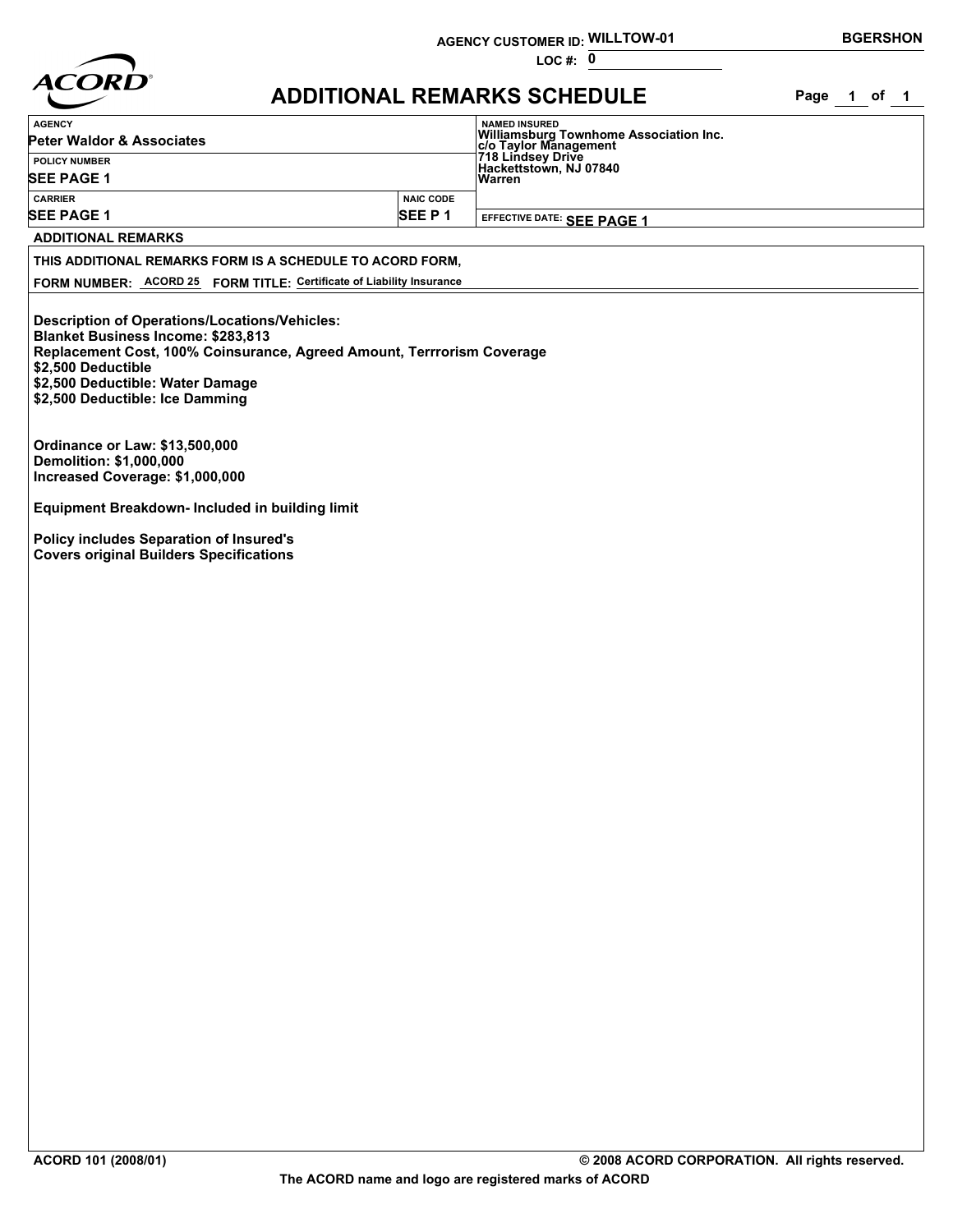AGENCY CUSTOMER ID: WILLTOW-01 BGERSHON

LOC #: 0

# ADDITIONAL REMARKS SCHEDULE

| | |
|---|---|
| AGENCY<br>Peter Waldor & Associates | NAMED INSURED<br>Williamsburg Townhome Association Inc.<br>c/o Taylor Management<br>718 Lindsey Drive<br>Hackettstown, NJ 07840<br>Warren |
| POLICY NUMBER<br>SEE PAGE 1 | |
| CARRIER: SEE PAGE 1 — NAIC CODE: SEE P 1 | EFFECTIVE DATE: SEE PAGE 1 |

**ADDITIONAL REMARKS**

THIS ADDITIONAL REMARKS FORM IS A SCHEDULE TO ACORD FORM,

FORM NUMBER: ACORD 25 FORM TITLE: Certificate of Liability Insurance

**Description of Operations/Locations/Vehicles:**
**Blanket Business Income: $283,813**
**Replacement Cost, 100% Coinsurance, Agreed Amount, Terrrorism Coverage**
**$2,500 Deductible**
**$2,500 Deductible: Water Damage**
**$2,500 Deductible: Ice Damming**

**Ordinance or Law: $13,500,000**
**Demolition: $1,000,000**
**Increased Coverage: $1,000,000**

**Equipment Breakdown- Included in building limit**

**Policy includes Separation of Insured's**
**Covers original Builders Specifications**

ACORD 101 (2008/01) © 2008 ACORD CORPORATION. All rights reserved.

The ACORD name and logo are registered marks of ACORD